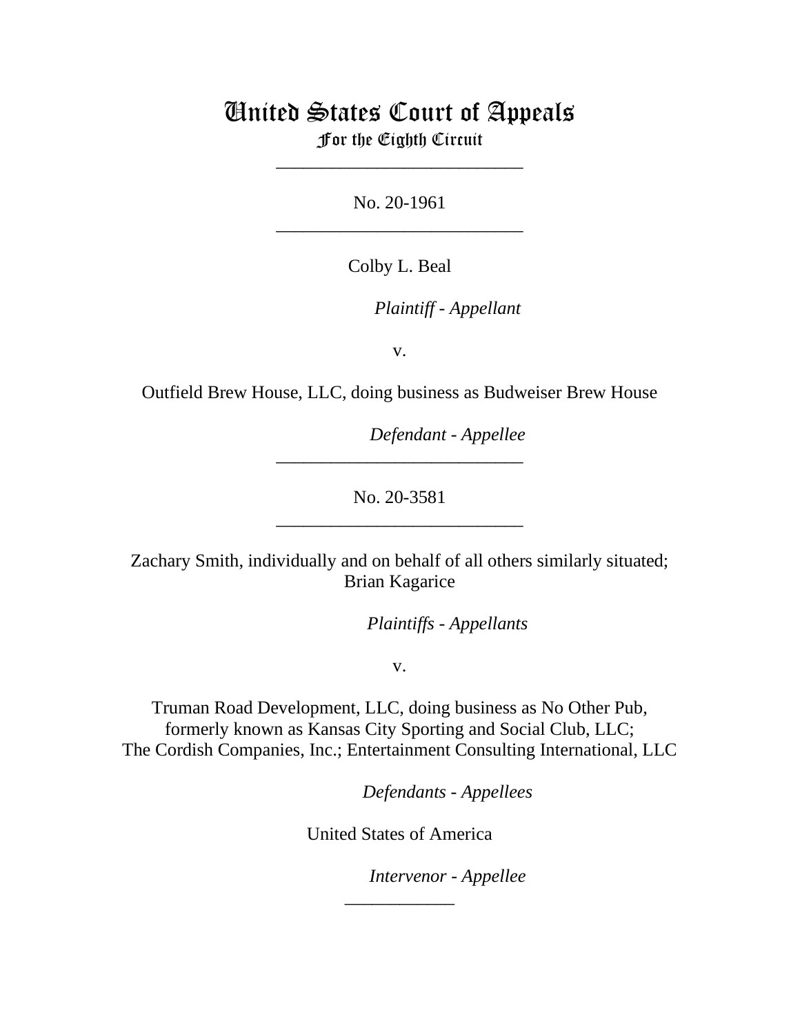# United States Court of Appeals
## For the Eighth Circuit

---

No. 20-1961

---

Colby L. Beal

*Plaintiff - Appellant*

v.

Outfield Brew House, LLC, doing business as Budweiser Brew House

*Defendant - Appellee*

---

No. 20-3581

---

Zachary Smith, individually and on behalf of all others similarly situated; Brian Kagarice

*Plaintiffs - Appellants*

v.

Truman Road Development, LLC, doing business as No Other Pub, formerly known as Kansas City Sporting and Social Club, LLC; The Cordish Companies, Inc.; Entertainment Consulting International, LLC

*Defendants - Appellees*

United States of America

*Intervenor - Appellee*

---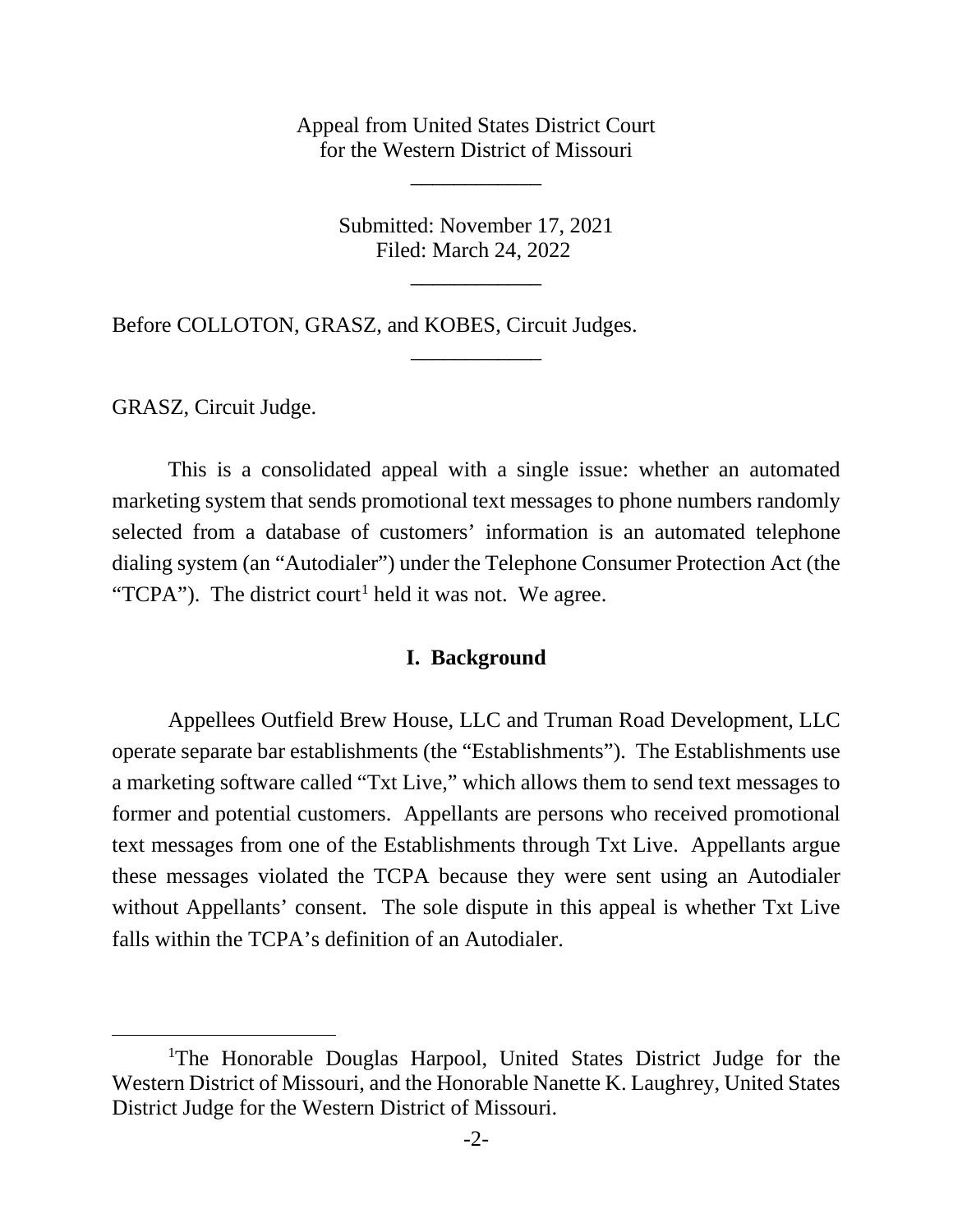Appeal from United States District Court
for the Western District of Missouri

---

Submitted: November 17, 2021
Filed: March 24, 2022

---

Before COLLOTON, GRASZ, and KOBES, Circuit Judges.

---

GRASZ, Circuit Judge.

This is a consolidated appeal with a single issue: whether an automated marketing system that sends promotional text messages to phone numbers randomly selected from a database of customers' information is an automated telephone dialing system (an "Autodialer") under the Telephone Consumer Protection Act (the "TCPA"). The district court[1] held it was not. We agree.

## I. Background

Appellees Outfield Brew House, LLC and Truman Road Development, LLC operate separate bar establishments (the "Establishments"). The Establishments use a marketing software called "Txt Live," which allows them to send text messages to former and potential customers. Appellants are persons who received promotional text messages from one of the Establishments through Txt Live. Appellants argue these messages violated the TCPA because they were sent using an Autodialer without Appellants' consent. The sole dispute in this appeal is whether Txt Live falls within the TCPA's definition of an Autodialer.

---

[1]The Honorable Douglas Harpool, United States District Judge for the Western District of Missouri, and the Honorable Nanette K. Laughrey, United States District Judge for the Western District of Missouri.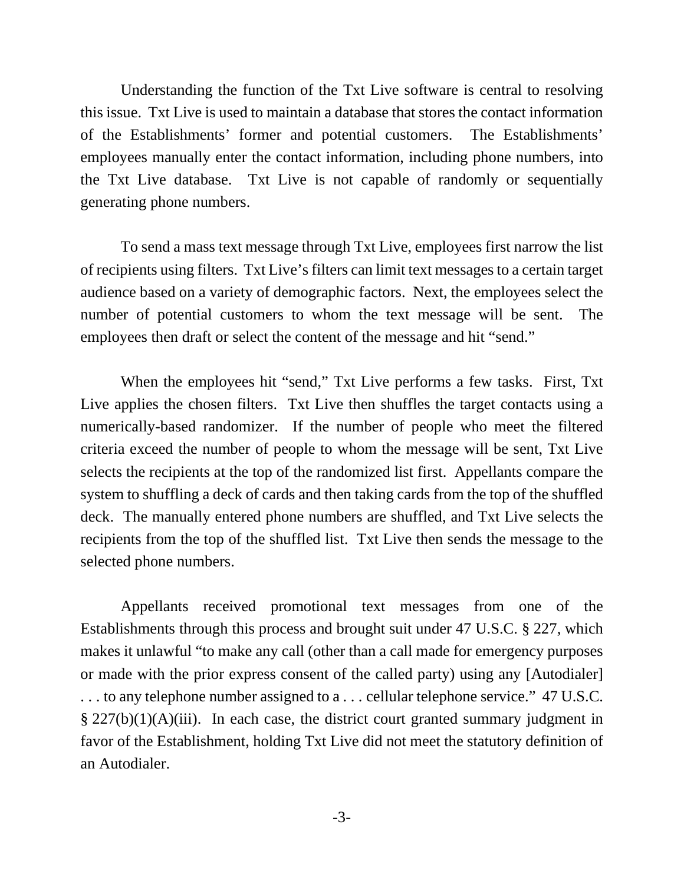Understanding the function of the Txt Live software is central to resolving this issue. Txt Live is used to maintain a database that stores the contact information of the Establishments' former and potential customers. The Establishments' employees manually enter the contact information, including phone numbers, into the Txt Live database. Txt Live is not capable of randomly or sequentially generating phone numbers.

To send a mass text message through Txt Live, employees first narrow the list of recipients using filters. Txt Live's filters can limit text messages to a certain target audience based on a variety of demographic factors. Next, the employees select the number of potential customers to whom the text message will be sent. The employees then draft or select the content of the message and hit "send."

When the employees hit "send," Txt Live performs a few tasks. First, Txt Live applies the chosen filters. Txt Live then shuffles the target contacts using a numerically-based randomizer. If the number of people who meet the filtered criteria exceed the number of people to whom the message will be sent, Txt Live selects the recipients at the top of the randomized list first. Appellants compare the system to shuffling a deck of cards and then taking cards from the top of the shuffled deck. The manually entered phone numbers are shuffled, and Txt Live selects the recipients from the top of the shuffled list. Txt Live then sends the message to the selected phone numbers.

Appellants received promotional text messages from one of the Establishments through this process and brought suit under 47 U.S.C. § 227, which makes it unlawful "to make any call (other than a call made for emergency purposes or made with the prior express consent of the called party) using any [Autodialer] . . . to any telephone number assigned to a . . . cellular telephone service." 47 U.S.C. § 227(b)(1)(A)(iii). In each case, the district court granted summary judgment in favor of the Establishment, holding Txt Live did not meet the statutory definition of an Autodialer.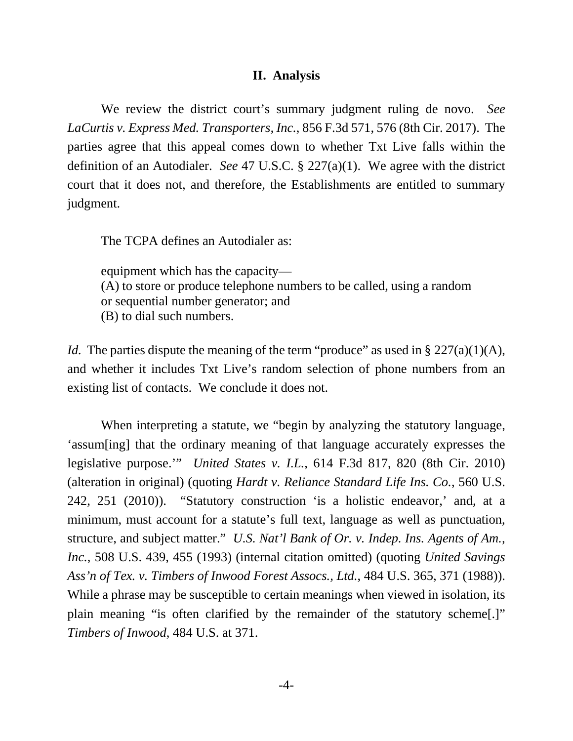## II. Analysis

We review the district court's summary judgment ruling de novo. *See LaCurtis v. Express Med. Transporters, Inc.*, 856 F.3d 571, 576 (8th Cir. 2017). The parties agree that this appeal comes down to whether Txt Live falls within the definition of an Autodialer. *See* 47 U.S.C. § 227(a)(1). We agree with the district court that it does not, and therefore, the Establishments are entitled to summary judgment.

The TCPA defines an Autodialer as:

> equipment which has the capacity—
> (A) to store or produce telephone numbers to be called, using a random or sequential number generator; and
> (B) to dial such numbers.

*Id.* The parties dispute the meaning of the term "produce" as used in § 227(a)(1)(A), and whether it includes Txt Live's random selection of phone numbers from an existing list of contacts. We conclude it does not.

When interpreting a statute, we "begin by analyzing the statutory language, 'assum[ing] that the ordinary meaning of that language accurately expresses the legislative purpose.'" *United States v. I.L.*, 614 F.3d 817, 820 (8th Cir. 2010) (alteration in original) (quoting *Hardt v. Reliance Standard Life Ins. Co.*, 560 U.S. 242, 251 (2010)). "Statutory construction 'is a holistic endeavor,' and, at a minimum, must account for a statute's full text, language as well as punctuation, structure, and subject matter." *U.S. Nat'l Bank of Or. v. Indep. Ins. Agents of Am., Inc.*, 508 U.S. 439, 455 (1993) (internal citation omitted) (quoting *United Savings Ass'n of Tex. v. Timbers of Inwood Forest Assocs., Ltd.*, 484 U.S. 365, 371 (1988)). While a phrase may be susceptible to certain meanings when viewed in isolation, its plain meaning "is often clarified by the remainder of the statutory scheme[.]" *Timbers of Inwood*, 484 U.S. at 371.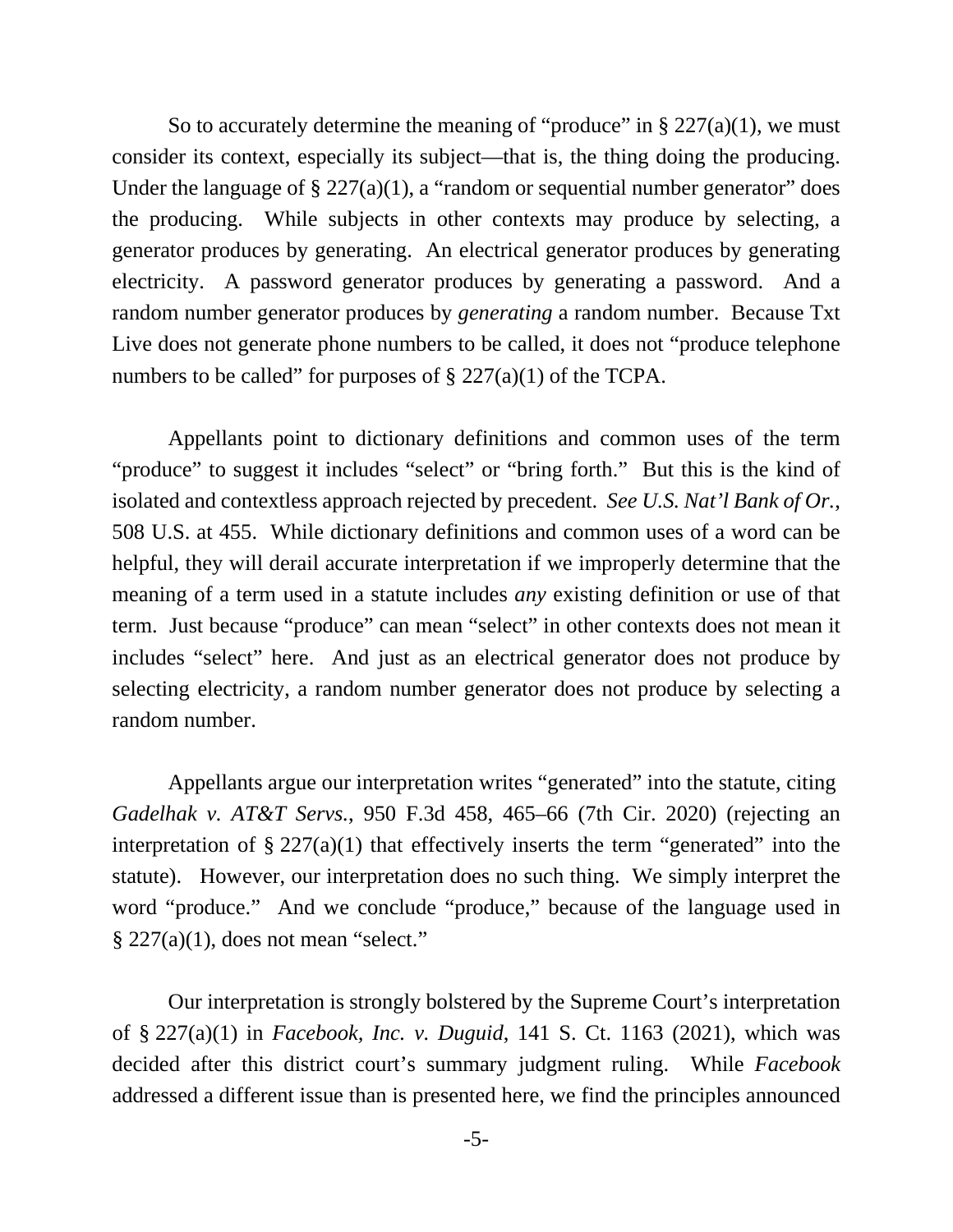So to accurately determine the meaning of "produce" in § 227(a)(1), we must consider its context, especially its subject—that is, the thing doing the producing. Under the language of § 227(a)(1), a "random or sequential number generator" does the producing. While subjects in other contexts may produce by selecting, a generator produces by generating. An electrical generator produces by generating electricity. A password generator produces by generating a password. And a random number generator produces by *generating* a random number. Because Txt Live does not generate phone numbers to be called, it does not "produce telephone numbers to be called" for purposes of § 227(a)(1) of the TCPA.

Appellants point to dictionary definitions and common uses of the term "produce" to suggest it includes "select" or "bring forth." But this is the kind of isolated and contextless approach rejected by precedent. *See U.S. Nat'l Bank of Or.*, 508 U.S. at 455. While dictionary definitions and common uses of a word can be helpful, they will derail accurate interpretation if we improperly determine that the meaning of a term used in a statute includes *any* existing definition or use of that term. Just because "produce" can mean "select" in other contexts does not mean it includes "select" here. And just as an electrical generator does not produce by selecting electricity, a random number generator does not produce by selecting a random number.

Appellants argue our interpretation writes "generated" into the statute, citing *Gadelhak v. AT&T Servs.*, 950 F.3d 458, 465–66 (7th Cir. 2020) (rejecting an interpretation of § 227(a)(1) that effectively inserts the term "generated" into the statute). However, our interpretation does no such thing. We simply interpret the word "produce." And we conclude "produce," because of the language used in § 227(a)(1), does not mean "select."

Our interpretation is strongly bolstered by the Supreme Court's interpretation of § 227(a)(1) in *Facebook, Inc. v. Duguid*, 141 S. Ct. 1163 (2021), which was decided after this district court's summary judgment ruling. While *Facebook* addressed a different issue than is presented here, we find the principles announced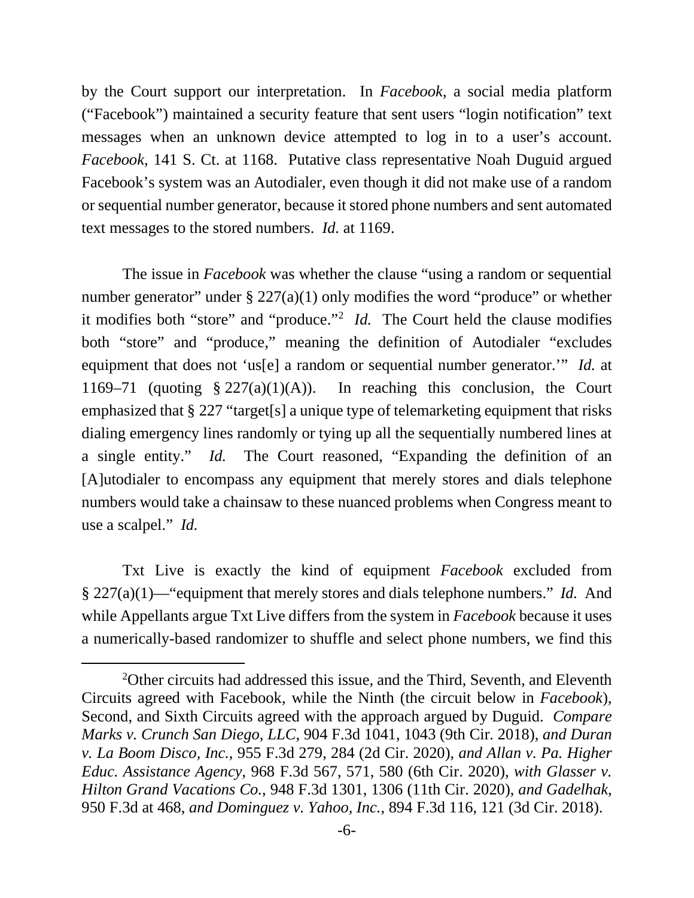by the Court support our interpretation. In *Facebook*, a social media platform ("Facebook") maintained a security feature that sent users "login notification" text messages when an unknown device attempted to log in to a user's account. *Facebook*, 141 S. Ct. at 1168. Putative class representative Noah Duguid argued Facebook's system was an Autodialer, even though it did not make use of a random or sequential number generator, because it stored phone numbers and sent automated text messages to the stored numbers. *Id.* at 1169.

The issue in *Facebook* was whether the clause "using a random or sequential number generator" under § 227(a)(1) only modifies the word "produce" or whether it modifies both "store" and "produce."[2] *Id.* The Court held the clause modifies both "store" and "produce," meaning the definition of Autodialer "excludes equipment that does not 'us[e] a random or sequential number generator.'" *Id.* at 1169–71 (quoting § 227(a)(1)(A)). In reaching this conclusion, the Court emphasized that § 227 "target[s] a unique type of telemarketing equipment that risks dialing emergency lines randomly or tying up all the sequentially numbered lines at a single entity." *Id.* The Court reasoned, "Expanding the definition of an [A]utodialer to encompass any equipment that merely stores and dials telephone numbers would take a chainsaw to these nuanced problems when Congress meant to use a scalpel." *Id.*

Txt Live is exactly the kind of equipment *Facebook* excluded from § 227(a)(1)—"equipment that merely stores and dials telephone numbers." *Id.* And while Appellants argue Txt Live differs from the system in *Facebook* because it uses a numerically-based randomizer to shuffle and select phone numbers, we find this

---

[2]Other circuits had addressed this issue, and the Third, Seventh, and Eleventh Circuits agreed with Facebook, while the Ninth (the circuit below in *Facebook*), Second, and Sixth Circuits agreed with the approach argued by Duguid. *Compare Marks v. Crunch San Diego, LLC*, 904 F.3d 1041, 1043 (9th Cir. 2018), *and Duran v. La Boom Disco, Inc.*, 955 F.3d 279, 284 (2d Cir. 2020), *and Allan v. Pa. Higher Educ. Assistance Agency*, 968 F.3d 567, 571, 580 (6th Cir. 2020), *with Glasser v. Hilton Grand Vacations Co.*, 948 F.3d 1301, 1306 (11th Cir. 2020), *and Gadelhak*, 950 F.3d at 468, *and Dominguez v. Yahoo, Inc.*, 894 F.3d 116, 121 (3d Cir. 2018).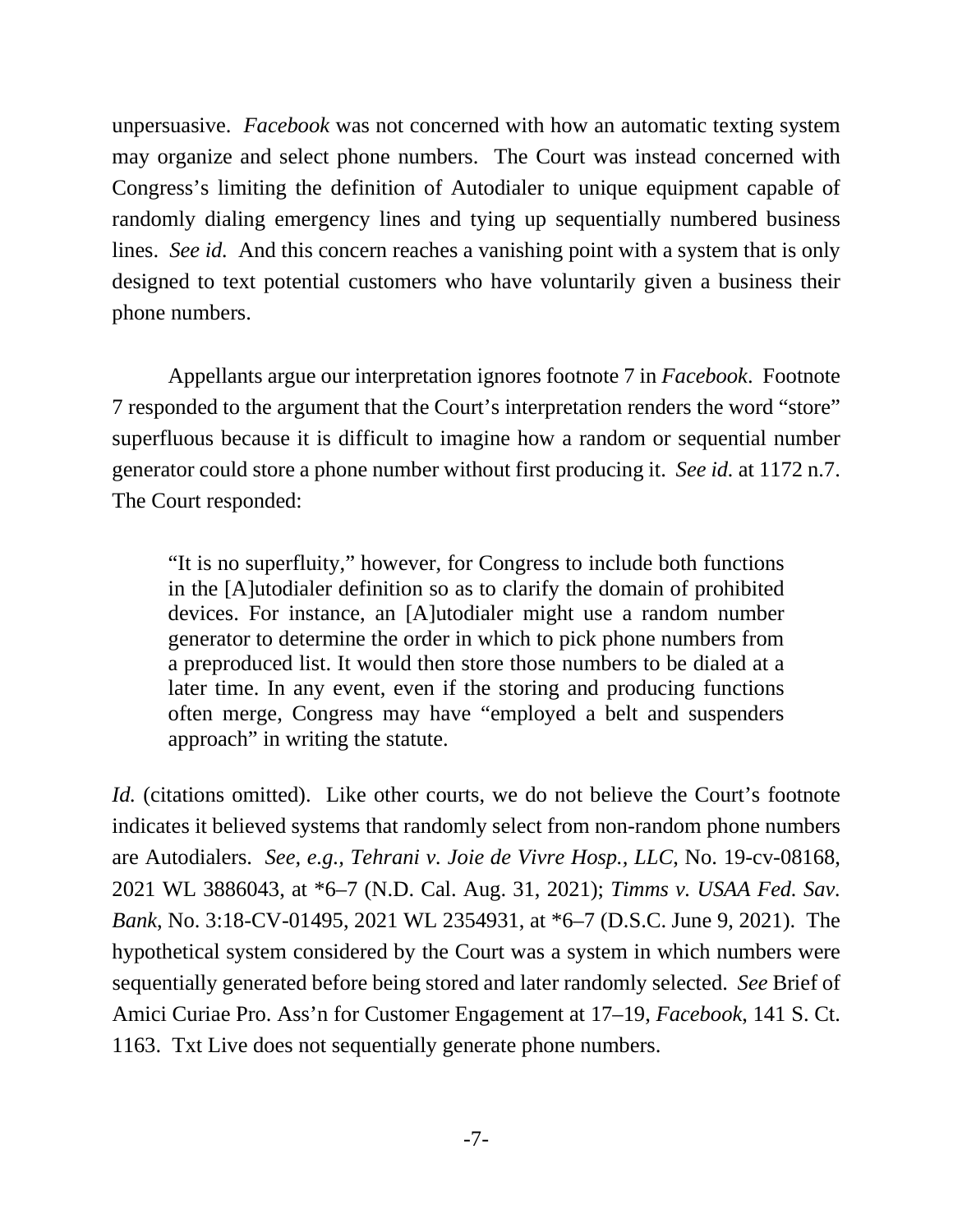unpersuasive. *Facebook* was not concerned with how an automatic texting system may organize and select phone numbers. The Court was instead concerned with Congress's limiting the definition of Autodialer to unique equipment capable of randomly dialing emergency lines and tying up sequentially numbered business lines. *See id.* And this concern reaches a vanishing point with a system that is only designed to text potential customers who have voluntarily given a business their phone numbers.

Appellants argue our interpretation ignores footnote 7 in *Facebook*. Footnote 7 responded to the argument that the Court's interpretation renders the word "store" superfluous because it is difficult to imagine how a random or sequential number generator could store a phone number without first producing it. *See id.* at 1172 n.7. The Court responded:

> "It is no superfluity," however, for Congress to include both functions in the [A]utodialer definition so as to clarify the domain of prohibited devices. For instance, an [A]utodialer might use a random number generator to determine the order in which to pick phone numbers from a preproduced list. It would then store those numbers to be dialed at a later time. In any event, even if the storing and producing functions often merge, Congress may have "employed a belt and suspenders approach" in writing the statute.

*Id.* (citations omitted). Like other courts, we do not believe the Court's footnote indicates it believed systems that randomly select from non-random phone numbers are Autodialers. *See, e.g.*, *Tehrani v. Joie de Vivre Hosp., LLC*, No. 19-cv-08168, 2021 WL 3886043, at *6–7 (N.D. Cal. Aug. 31, 2021); *Timms v. USAA Fed. Sav. Bank*, No. 3:18-CV-01495, 2021 WL 2354931, at *6–7 (D.S.C. June 9, 2021). The hypothetical system considered by the Court was a system in which numbers were sequentially generated before being stored and later randomly selected. *See* Brief of Amici Curiae Pro. Ass'n for Customer Engagement at 17–19, *Facebook*, 141 S. Ct. 1163. Txt Live does not sequentially generate phone numbers.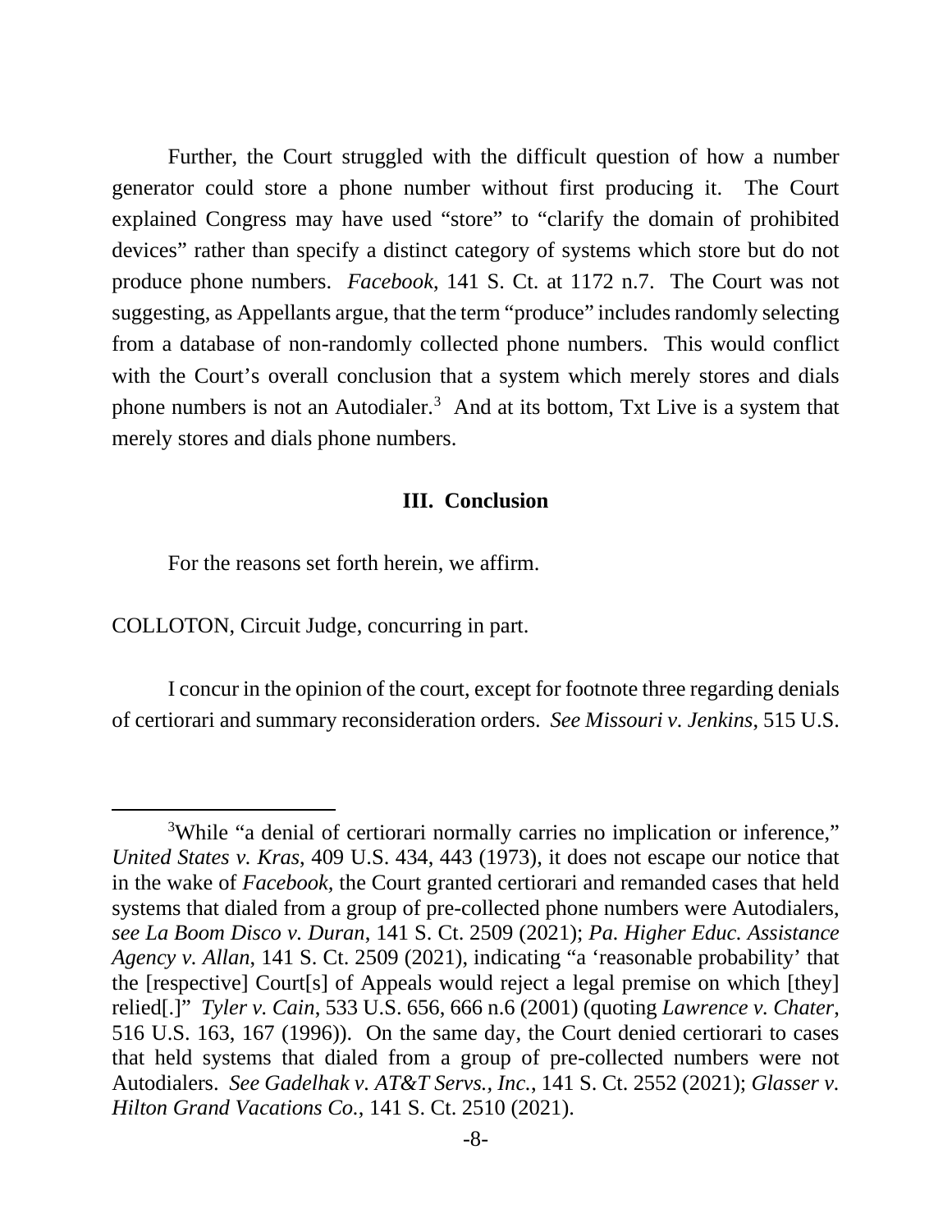Further, the Court struggled with the difficult question of how a number generator could store a phone number without first producing it. The Court explained Congress may have used "store" to "clarify the domain of prohibited devices" rather than specify a distinct category of systems which store but do not produce phone numbers. *Facebook*, 141 S. Ct. at 1172 n.7. The Court was not suggesting, as Appellants argue, that the term "produce" includes randomly selecting from a database of non-randomly collected phone numbers. This would conflict with the Court's overall conclusion that a system which merely stores and dials phone numbers is not an Autodialer.[3] And at its bottom, Txt Live is a system that merely stores and dials phone numbers.

### III. Conclusion

For the reasons set forth herein, we affirm.

COLLOTON, Circuit Judge, concurring in part.

I concur in the opinion of the court, except for footnote three regarding denials of certiorari and summary reconsideration orders. *See Missouri v. Jenkins*, 515 U.S.

---

[3]While "a denial of certiorari normally carries no implication or inference," *United States v. Kras*, 409 U.S. 434, 443 (1973), it does not escape our notice that in the wake of *Facebook*, the Court granted certiorari and remanded cases that held systems that dialed from a group of pre-collected phone numbers were Autodialers, *see La Boom Disco v. Duran*, 141 S. Ct. 2509 (2021); *Pa. Higher Educ. Assistance Agency v. Allan*, 141 S. Ct. 2509 (2021), indicating "a 'reasonable probability' that the [respective] Court[s] of Appeals would reject a legal premise on which [they] relied[.]" *Tyler v. Cain*, 533 U.S. 656, 666 n.6 (2001) (quoting *Lawrence v. Chater*, 516 U.S. 163, 167 (1996)). On the same day, the Court denied certiorari to cases that held systems that dialed from a group of pre-collected numbers were not Autodialers. *See Gadelhak v. AT&T Servs., Inc.*, 141 S. Ct. 2552 (2021); *Glasser v. Hilton Grand Vacations Co.*, 141 S. Ct. 2510 (2021).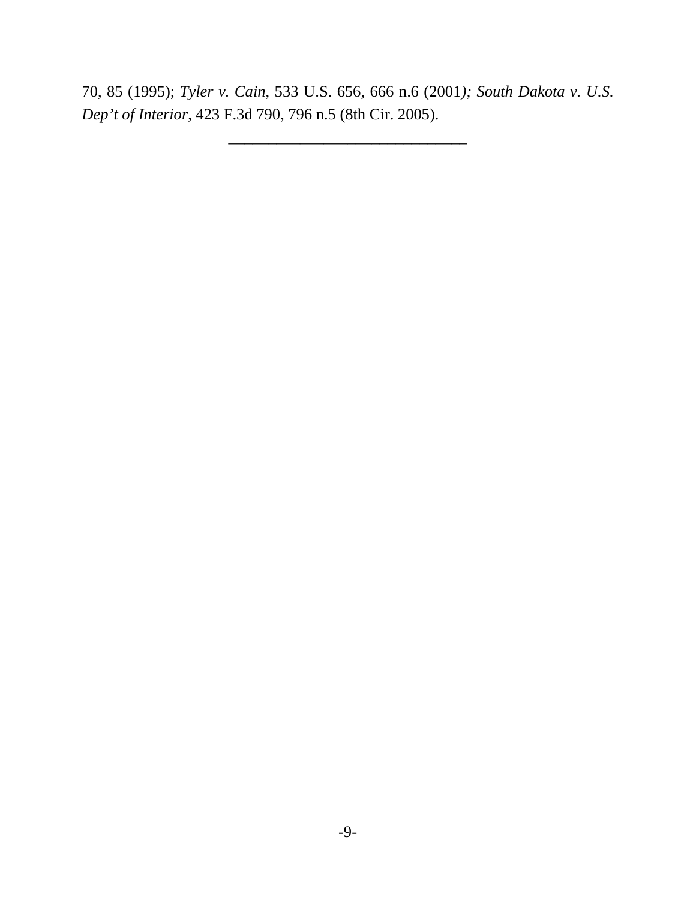70, 85 (1995); *Tyler v. Cain*, 533 U.S. 656, 666 n.6 (2001*); South Dakota v. U.S. Dep't of Interior*, 423 F.3d 790, 796 n.5 (8th Cir. 2005).

______________________________